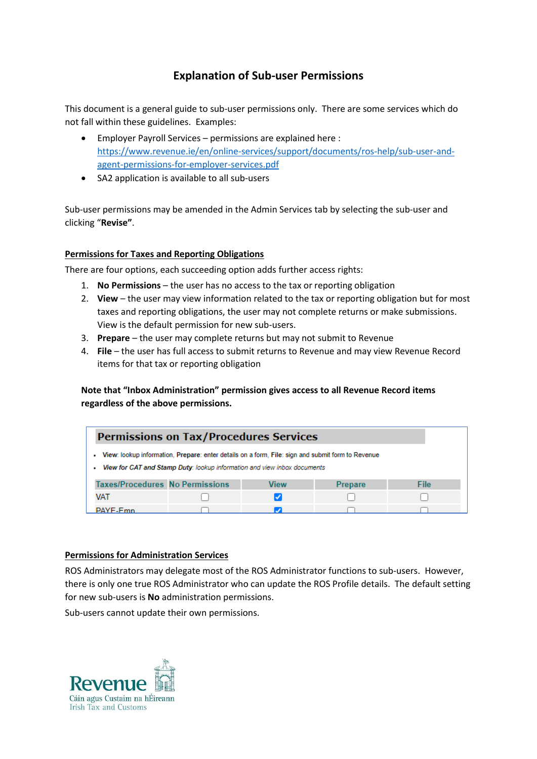# Explanation of Sub-user Permissions

This document is a general guide to sub-user permissions only. There are some services which do not fall within these guidelines. Examples:

- Employer Payroll Services – permissions are explained here : [https://www.revenue.ie/en/online-services/support/documents/ros-help/sub-user-and-agent-permissions-for-employer-services.pdf](https://www.revenue.ie/en/online-services/support/documents/ros-help/sub-user-and-agent-permissions-for-employer-services.pdf)
- SA2 application is available to all sub-users

Sub-user permissions may be amended in the Admin Services tab by selecting the sub-user and clicking "**Revise**".

## Permissions for Taxes and Reporting Obligations

There are four options, each succeeding option adds further access rights:

1. **No Permissions** – the user has no access to the tax or reporting obligation
2. **View** – the user may view information related to the tax or reporting obligation but for most taxes and reporting obligations, the user may not complete returns or make submissions. View is the default permission for new sub-users.
3. **Prepare** – the user may complete returns but may not submit to Revenue
4. **File** – the user has full access to submit returns to Revenue and may view Revenue Record items for that tax or reporting obligation

**Note that "Inbox Administration" permission gives access to all Revenue Record items regardless of the above permissions.**

**Permissions on Tax/Procedures Services**

- **View**: lookup information, **Prepare**: enter details on a form, **File**: sign and submit form to Revenue
- ***View for CAT and Stamp Duty***: *lookup information and view inbox documents*

| Taxes/Procedures | No Permissions | View | Prepare | File |
|---|---|---|---|---|
| VAT | ☐ | ☑ | ☐ | ☐ |
| PAYE-Emp | ☐ | ☑ | ☐ | ☐ |

## Permissions for Administration Services

ROS Administrators may delegate most of the ROS Administrator functions to sub-users. However, there is only one true ROS Administrator who can update the ROS Profile details. The default setting for new sub-users is **No** administration permissions.

Sub-users cannot update their own permissions.

Revenue
Cáin agus Custaim na hÉireann
Irish Tax and Customs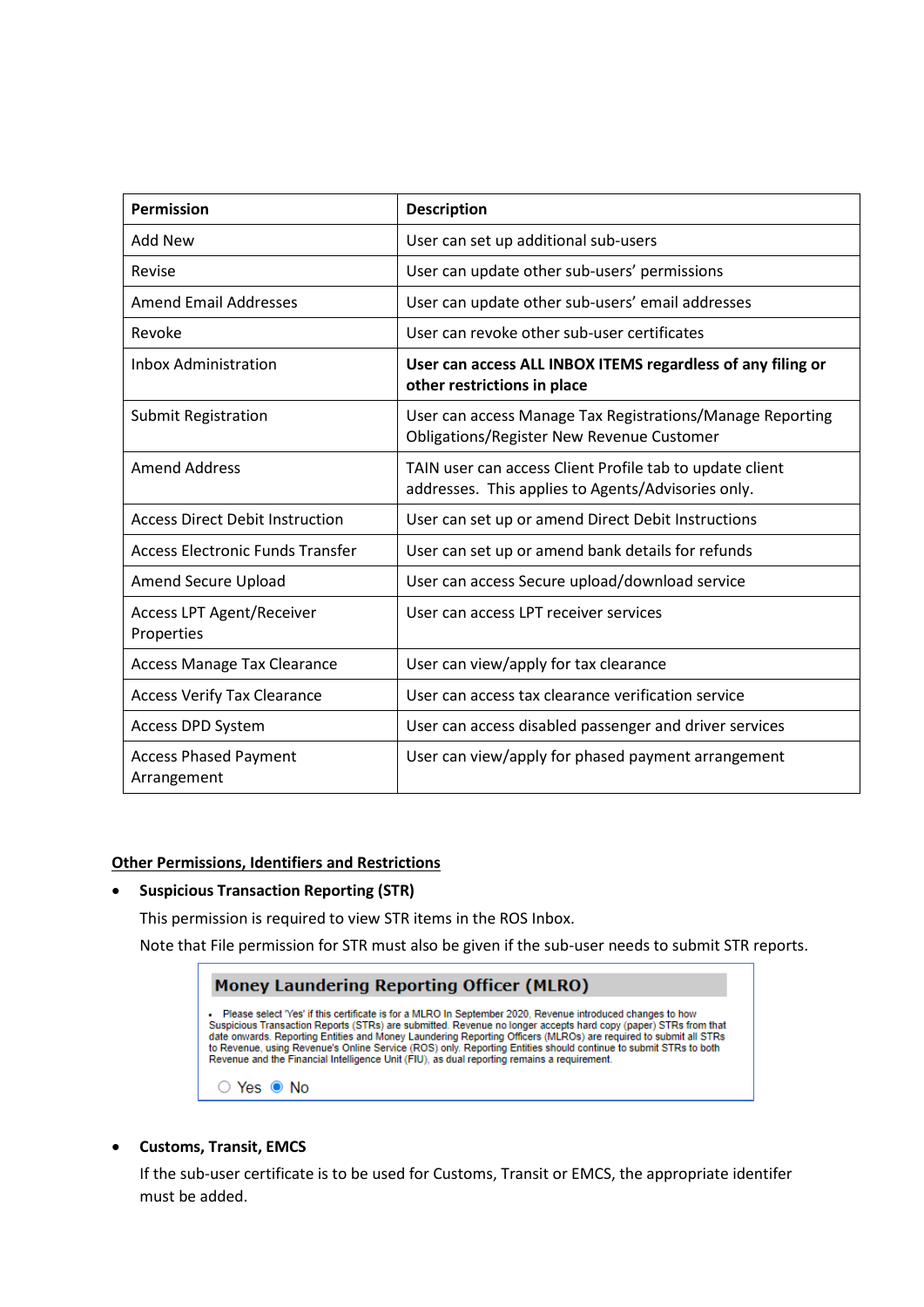| Permission | Description |
|---|---|
| Add New | User can set up additional sub-users |
| Revise | User can update other sub-users' permissions |
| Amend Email Addresses | User can update other sub-users' email addresses |
| Revoke | User can revoke other sub-user certificates |
| Inbox Administration | **User can access ALL INBOX ITEMS regardless of any filing or other restrictions in place** |
| Submit Registration | User can access Manage Tax Registrations/Manage Reporting Obligations/Register New Revenue Customer |
| Amend Address | TAIN user can access Client Profile tab to update client addresses. This applies to Agents/Advisories only. |
| Access Direct Debit Instruction | User can set up or amend Direct Debit Instructions |
| Access Electronic Funds Transfer | User can set up or amend bank details for refunds |
| Amend Secure Upload | User can access Secure upload/download service |
| Access LPT Agent/Receiver Properties | User can access LPT receiver services |
| Access Manage Tax Clearance | User can view/apply for tax clearance |
| Access Verify Tax Clearance | User can access tax clearance verification service |
| Access DPD System | User can access disabled passenger and driver services |
| Access Phased Payment Arrangement | User can view/apply for phased payment arrangement |

**Other Permissions, Identifiers and Restrictions**

- **Suspicious Transaction Reporting (STR)**

  This permission is required to view STR items in the ROS Inbox.

  Note that File permission for STR must also be given if the sub-user needs to submit STR reports.

  **Money Laundering Reporting Officer (MLRO)**

  - Please select 'Yes' if this certificate is for a MLRO In September 2020, Revenue introduced changes to how Suspicious Transaction Reports (STRs) are submitted. Revenue no longer accepts hard copy (paper) STRs from that date onwards. Reporting Entities and Money Laundering Reporting Officers (MLROs) are required to submit all STRs to Revenue, using Revenue's Online Service (ROS) only. Reporting Entities should continue to submit STRs to both Revenue and the Financial Intelligence Unit (FIU), as dual reporting remains a requirement.

  ○ Yes ◉ No

- **Customs, Transit, EMCS**

  If the sub-user certificate is to be used for Customs, Transit or EMCS, the appropriate identifer must be added.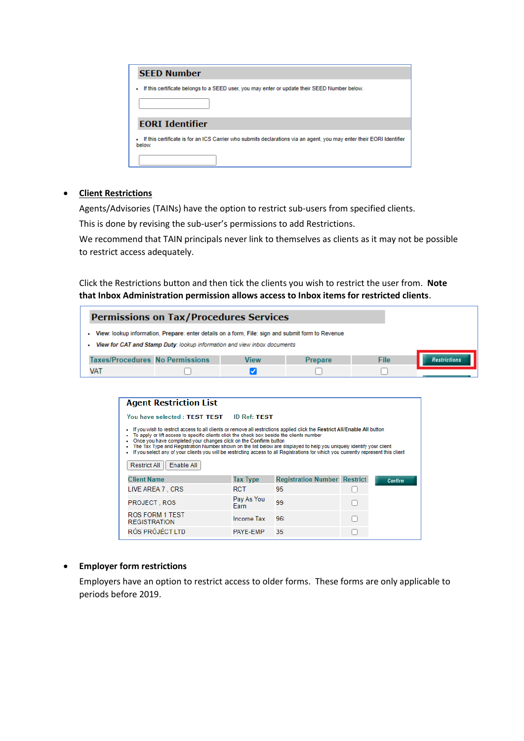## SEED Number

- If this certificate belongs to a SEED user, you may enter or update their SEED Number below.

## EORI Identifier

- If this certificate is for an ICS Carrier who submits declarations via an agent, you may enter their EORI Identifier below.

- **Client Restrictions**

  Agents/Advisories (TAINs) have the option to restrict sub-users from specified clients.

  This is done by revising the sub-user's permissions to add Restrictions.

  We recommend that TAIN principals never link to themselves as clients as it may not be possible to restrict access adequately.

  Click the Restrictions button and then tick the clients you wish to restrict the user from. **Note that Inbox Administration permission allows access to Inbox items for restricted clients.**

## Permissions on Tax/Procedures Services

- **View**: lookup information, **Prepare**: enter details on a form, **File**: sign and submit form to Revenue
- ***View for CAT and Stamp Duty**: lookup information and view inbox documents*

| Taxes/Procedures | No Permissions | View | Prepare | File | Restrictions |
|---|---|---|---|---|---|
| VAT | ☐ | ☑ | ☐ | ☐ | |

## Agent Restriction List

You have selected : **TEST TEST** ID Ref: **TEST**

- If you wish to restrict access to all clients or remove all restrictions applied click the **Restrict All**/**Enable All** button
- To apply or lift access to specific clients click the check box beside the clients number
- Once you have completed your changes click on the **Confirm** button
- The Tax Type and Registration Number shown on the list below are displayed to help you uniquely identify your client
- If you select any of your clients you will be restricting access to all Registrations for which you currently represent this client

Restrict All | Enable All

| Client Name | Tax Type | Registration Number | Restrict |
|---|---|---|---|
| LIVE AREA 7 , CRS | RCT | 95 | ☐ |
| PROJECT , ROS | Pay As You Earn | 99 | ☐ |
| ROS FORM 1 TEST REGISTRATION | Income Tax | 96 | ☐ |
| RÓS PRÓJÉCT LTD | PAYE-EMP | 35 | ☐ |

Confirm

- **Employer form restrictions**

  Employers have an option to restrict access to older forms. These forms are only applicable to periods before 2019.